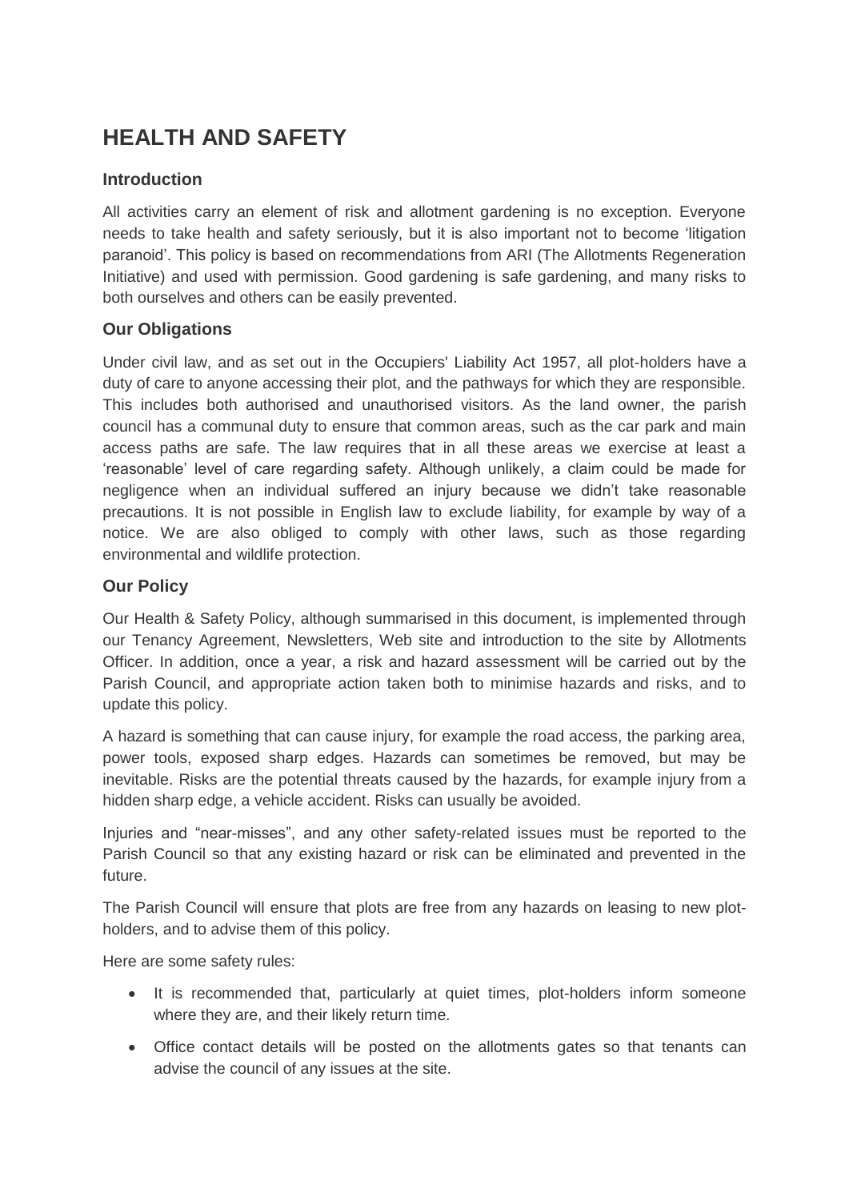# HEALTH AND SAFETY

## Introduction

All activities carry an element of risk and allotment gardening is no exception. Everyone needs to take health and safety seriously, but it is also important not to become 'litigation paranoid'. This policy is based on recommendations from ARI (The Allotments Regeneration Initiative) and used with permission. Good gardening is safe gardening, and many risks to both ourselves and others can be easily prevented.

## Our Obligations

Under civil law, and as set out in the Occupiers' Liability Act 1957, all plot-holders have a duty of care to anyone accessing their plot, and the pathways for which they are responsible. This includes both authorised and unauthorised visitors. As the land owner, the parish council has a communal duty to ensure that common areas, such as the car park and main access paths are safe. The law requires that in all these areas we exercise at least a 'reasonable' level of care regarding safety. Although unlikely, a claim could be made for negligence when an individual suffered an injury because we didn't take reasonable precautions. It is not possible in English law to exclude liability, for example by way of a notice. We are also obliged to comply with other laws, such as those regarding environmental and wildlife protection.

## Our Policy

Our Health & Safety Policy, although summarised in this document, is implemented through our Tenancy Agreement, Newsletters, Web site and introduction to the site by Allotments Officer. In addition, once a year, a risk and hazard assessment will be carried out by the Parish Council, and appropriate action taken both to minimise hazards and risks, and to update this policy.

A hazard is something that can cause injury, for example the road access, the parking area, power tools, exposed sharp edges. Hazards can sometimes be removed, but may be inevitable. Risks are the potential threats caused by the hazards, for example injury from a hidden sharp edge, a vehicle accident. Risks can usually be avoided.

Injuries and "near-misses", and any other safety-related issues must be reported to the Parish Council so that any existing hazard or risk can be eliminated and prevented in the future.

The Parish Council will ensure that plots are free from any hazards on leasing to new plot-holders, and to advise them of this policy.

Here are some safety rules:

- It is recommended that, particularly at quiet times, plot-holders inform someone where they are, and their likely return time.
- Office contact details will be posted on the allotments gates so that tenants can advise the council of any issues at the site.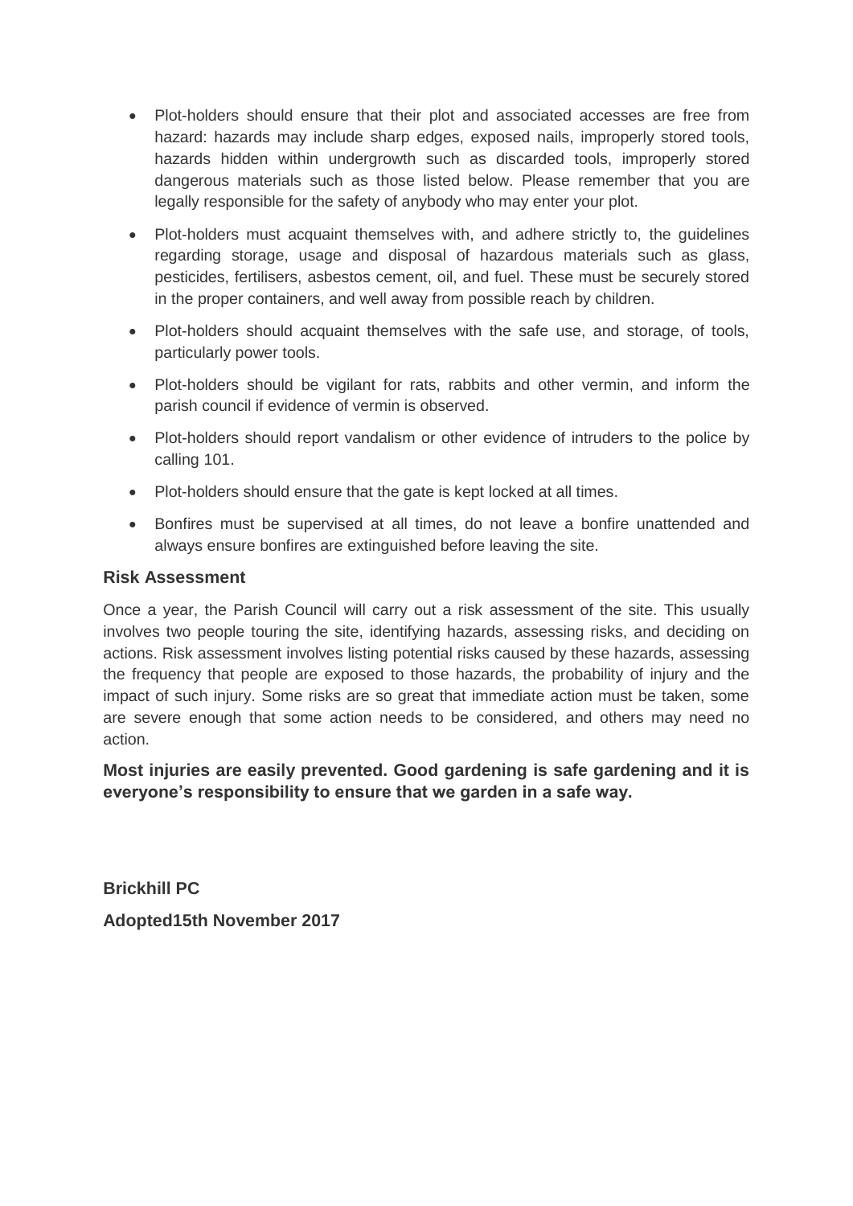- Plot-holders should ensure that their plot and associated accesses are free from hazard: hazards may include sharp edges, exposed nails, improperly stored tools, hazards hidden within undergrowth such as discarded tools, improperly stored dangerous materials such as those listed below. Please remember that you are legally responsible for the safety of anybody who may enter your plot.
- Plot-holders must acquaint themselves with, and adhere strictly to, the guidelines regarding storage, usage and disposal of hazardous materials such as glass, pesticides, fertilisers, asbestos cement, oil, and fuel. These must be securely stored in the proper containers, and well away from possible reach by children.
- Plot-holders should acquaint themselves with the safe use, and storage, of tools, particularly power tools.
- Plot-holders should be vigilant for rats, rabbits and other vermin, and inform the parish council if evidence of vermin is observed.
- Plot-holders should report vandalism or other evidence of intruders to the police by calling 101.
- Plot-holders should ensure that the gate is kept locked at all times.
- Bonfires must be supervised at all times, do not leave a bonfire unattended and always ensure bonfires are extinguished before leaving the site.

### Risk Assessment

Once a year, the Parish Council will carry out a risk assessment of the site. This usually involves two people touring the site, identifying hazards, assessing risks, and deciding on actions. Risk assessment involves listing potential risks caused by these hazards, assessing the frequency that people are exposed to those hazards, the probability of injury and the impact of such injury. Some risks are so great that immediate action must be taken, some are severe enough that some action needs to be considered, and others may need no action.

**Most injuries are easily prevented. Good gardening is safe gardening and it is everyone's responsibility to ensure that we garden in a safe way.**

**Brickhill PC**

**Adopted15th November 2017**